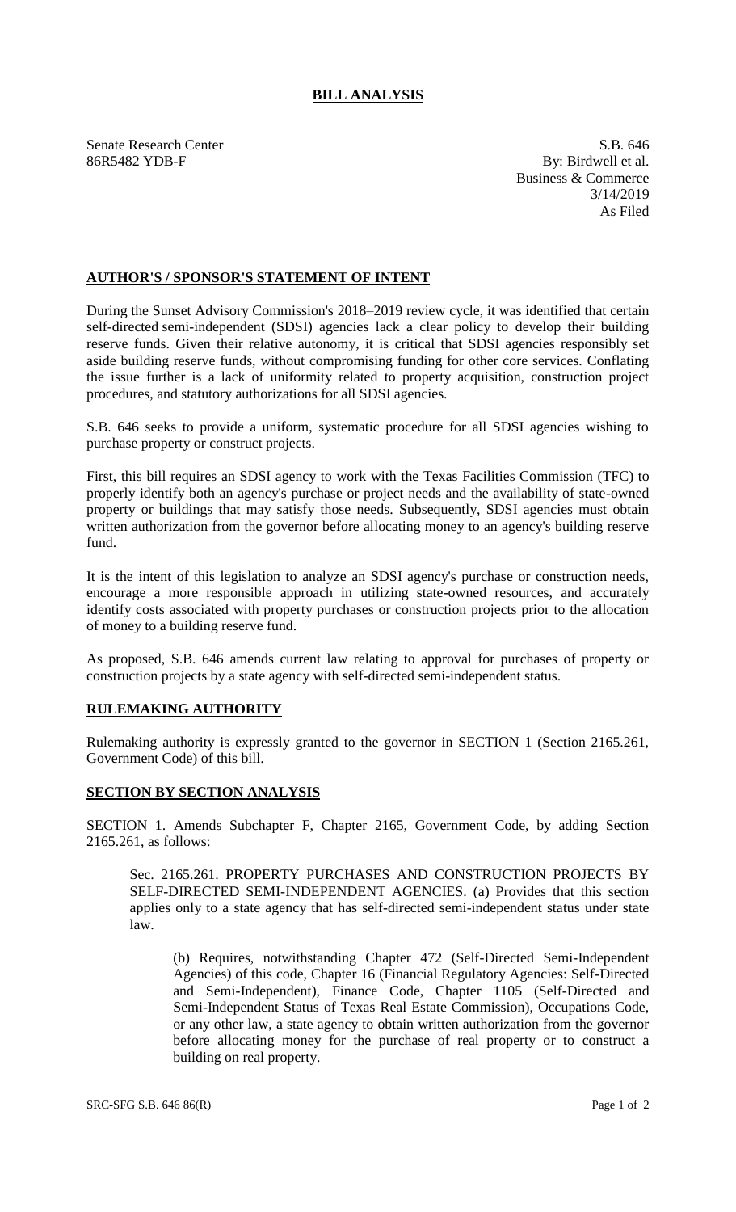# BILL ANALYSIS

Senate Research Center
86R5482 YDB-F

S.B. 646
By: Birdwell et al.
Business & Commerce
3/14/2019
As Filed

## AUTHOR'S / SPONSOR'S STATEMENT OF INTENT

During the Sunset Advisory Commission's 2018–2019 review cycle, it was identified that certain self-directed semi-independent (SDSI) agencies lack a clear policy to develop their building reserve funds. Given their relative autonomy, it is critical that SDSI agencies responsibly set aside building reserve funds, without compromising funding for other core services. Conflating the issue further is a lack of uniformity related to property acquisition, construction project procedures, and statutory authorizations for all SDSI agencies.

S.B. 646 seeks to provide a uniform, systematic procedure for all SDSI agencies wishing to purchase property or construct projects.

First, this bill requires an SDSI agency to work with the Texas Facilities Commission (TFC) to properly identify both an agency's purchase or project needs and the availability of state-owned property or buildings that may satisfy those needs. Subsequently, SDSI agencies must obtain written authorization from the governor before allocating money to an agency's building reserve fund.

It is the intent of this legislation to analyze an SDSI agency's purchase or construction needs, encourage a more responsible approach in utilizing state-owned resources, and accurately identify costs associated with property purchases or construction projects prior to the allocation of money to a building reserve fund.

As proposed, S.B. 646 amends current law relating to approval for purchases of property or construction projects by a state agency with self-directed semi-independent status.

## RULEMAKING AUTHORITY

Rulemaking authority is expressly granted to the governor in SECTION 1 (Section 2165.261, Government Code) of this bill.

## SECTION BY SECTION ANALYSIS

SECTION 1. Amends Subchapter F, Chapter 2165, Government Code, by adding Section 2165.261, as follows:

Sec. 2165.261. PROPERTY PURCHASES AND CONSTRUCTION PROJECTS BY SELF-DIRECTED SEMI-INDEPENDENT AGENCIES. (a) Provides that this section applies only to a state agency that has self-directed semi-independent status under state law.

(b) Requires, notwithstanding Chapter 472 (Self-Directed Semi-Independent Agencies) of this code, Chapter 16 (Financial Regulatory Agencies: Self-Directed and Semi-Independent), Finance Code, Chapter 1105 (Self-Directed and Semi-Independent Status of Texas Real Estate Commission), Occupations Code, or any other law, a state agency to obtain written authorization from the governor before allocating money for the purchase of real property or to construct a building on real property.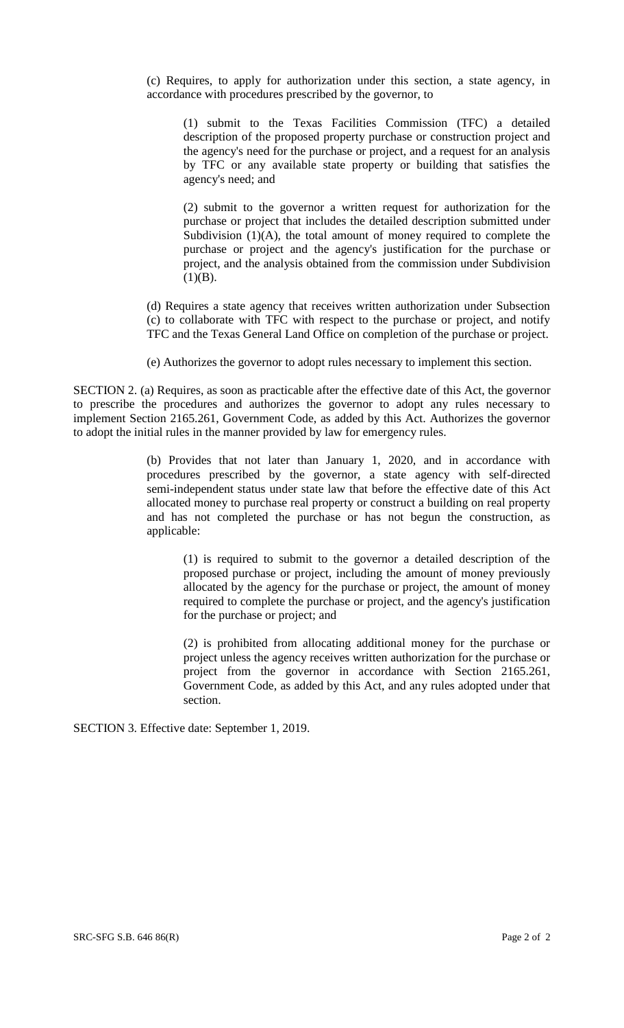(c) Requires, to apply for authorization under this section, a state agency, in accordance with procedures prescribed by the governor, to

(1) submit to the Texas Facilities Commission (TFC) a detailed description of the proposed property purchase or construction project and the agency's need for the purchase or project, and a request for an analysis by TFC or any available state property or building that satisfies the agency's need; and

(2) submit to the governor a written request for authorization for the purchase or project that includes the detailed description submitted under Subdivision (1)(A), the total amount of money required to complete the purchase or project and the agency's justification for the purchase or project, and the analysis obtained from the commission under Subdivision (1)(B).

(d) Requires a state agency that receives written authorization under Subsection (c) to collaborate with TFC with respect to the purchase or project, and notify TFC and the Texas General Land Office on completion of the purchase or project.

(e) Authorizes the governor to adopt rules necessary to implement this section.

SECTION 2. (a) Requires, as soon as practicable after the effective date of this Act, the governor to prescribe the procedures and authorizes the governor to adopt any rules necessary to implement Section 2165.261, Government Code, as added by this Act. Authorizes the governor to adopt the initial rules in the manner provided by law for emergency rules.

(b) Provides that not later than January 1, 2020, and in accordance with procedures prescribed by the governor, a state agency with self-directed semi-independent status under state law that before the effective date of this Act allocated money to purchase real property or construct a building on real property and has not completed the purchase or has not begun the construction, as applicable:

(1) is required to submit to the governor a detailed description of the proposed purchase or project, including the amount of money previously allocated by the agency for the purchase or project, the amount of money required to complete the purchase or project, and the agency's justification for the purchase or project; and

(2) is prohibited from allocating additional money for the purchase or project unless the agency receives written authorization for the purchase or project from the governor in accordance with Section 2165.261, Government Code, as added by this Act, and any rules adopted under that section.

SECTION 3. Effective date: September 1, 2019.